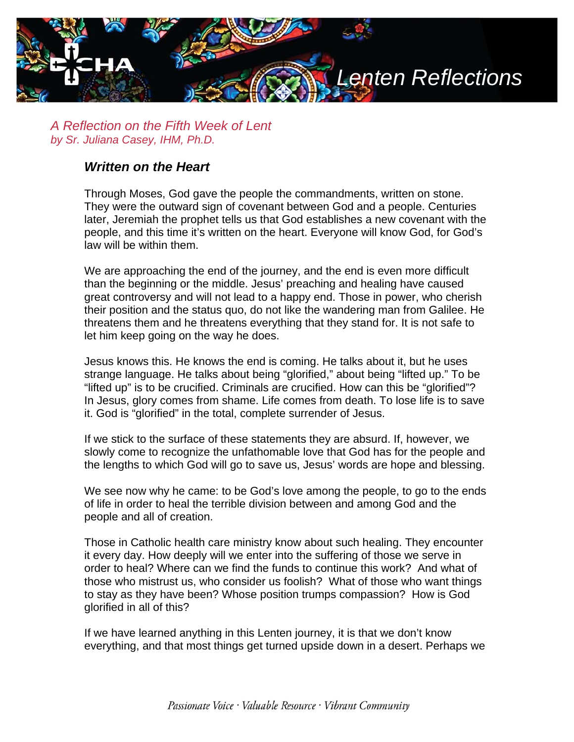# Lenten Reflections

*A Reflection on the Fifth Week of Lent*
*by Sr. Juliana Casey, IHM, Ph.D.*

## ***Written on the Heart***

Through Moses, God gave the people the commandments, written on stone. They were the outward sign of covenant between God and a people. Centuries later, Jeremiah the prophet tells us that God establishes a new covenant with the people, and this time it's written on the heart. Everyone will know God, for God's law will be within them.

We are approaching the end of the journey, and the end is even more difficult than the beginning or the middle. Jesus' preaching and healing have caused great controversy and will not lead to a happy end. Those in power, who cherish their position and the status quo, do not like the wandering man from Galilee. He threatens them and he threatens everything that they stand for. It is not safe to let him keep going on the way he does.

Jesus knows this. He knows the end is coming. He talks about it, but he uses strange language. He talks about being "glorified," about being "lifted up." To be "lifted up" is to be crucified. Criminals are crucified. How can this be "glorified"? In Jesus, glory comes from shame. Life comes from death. To lose life is to save it. God is "glorified" in the total, complete surrender of Jesus.

If we stick to the surface of these statements they are absurd. If, however, we slowly come to recognize the unfathomable love that God has for the people and the lengths to which God will go to save us, Jesus' words are hope and blessing.

We see now why he came: to be God's love among the people, to go to the ends of life in order to heal the terrible division between and among God and the people and all of creation.

Those in Catholic health care ministry know about such healing. They encounter it every day. How deeply will we enter into the suffering of those we serve in order to heal? Where can we find the funds to continue this work? And what of those who mistrust us, who consider us foolish? What of those who want things to stay as they have been? Whose position trumps compassion? How is God glorified in all of this?

If we have learned anything in this Lenten journey, it is that we don't know everything, and that most things get turned upside down in a desert. Perhaps we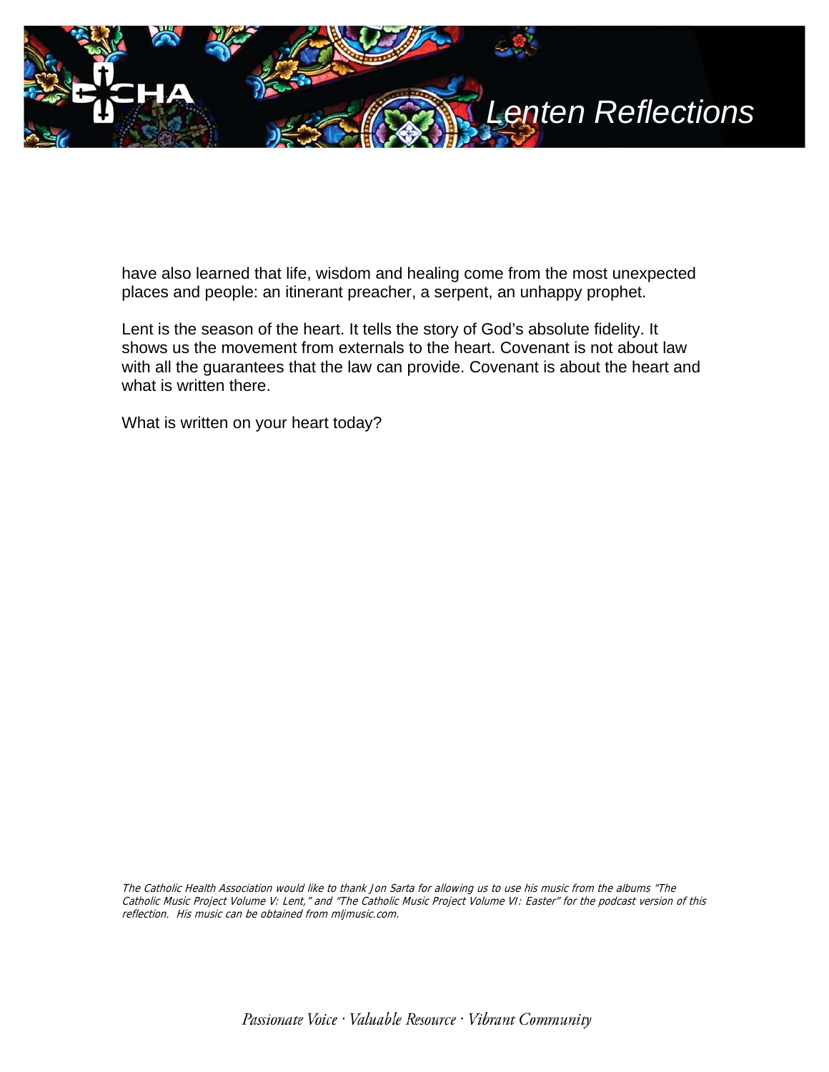have also learned that life, wisdom and healing come from the most unexpected places and people: an itinerant preacher, a serpent, an unhappy prophet.

Lent is the season of the heart. It tells the story of God's absolute fidelity. It shows us the movement from externals to the heart. Covenant is not about law with all the guarantees that the law can provide. Covenant is about the heart and what is written there.

What is written on your heart today?

*The Catholic Health Association would like to thank Jon Sarta for allowing us to use his music from the albums "The Catholic Music Project Volume V: Lent," and "The Catholic Music Project Volume VI: Easter" for the podcast version of this reflection. His music can be obtained from mljmusic.com.*